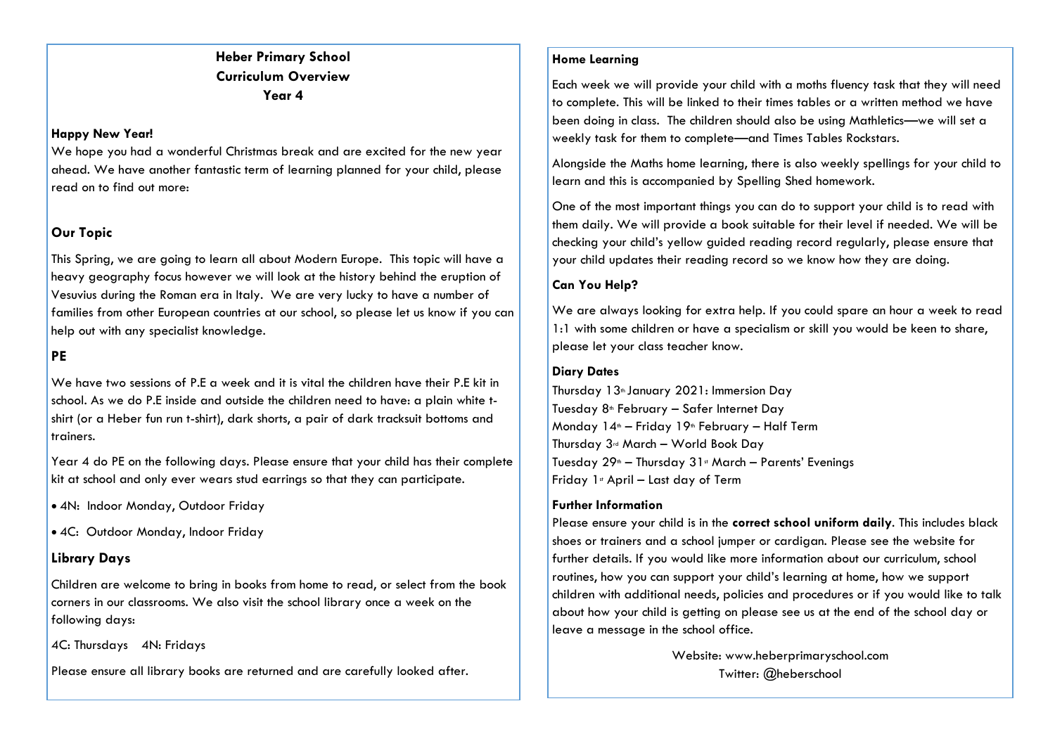# Heber Primary School
## Curriculum Overview
### Year 4

**Happy New Year!**

We hope you had a wonderful Christmas break and are excited for the new year ahead. We have another fantastic term of learning planned for your child, please read on to find out more:

### Our Topic

This Spring, we are going to learn all about Modern Europe. This topic will have a heavy geography focus however we will look at the history behind the eruption of Vesuvius during the Roman era in Italy. We are very lucky to have a number of families from other European countries at our school, so please let us know if you can help out with any specialist knowledge.

### PE

We have two sessions of P.E a week and it is vital the children have their P.E kit in school. As we do P.E inside and outside the children need to have: a plain white t-shirt (or a Heber fun run t-shirt), dark shorts, a pair of dark tracksuit bottoms and trainers.

Year 4 do PE on the following days. Please ensure that your child has their complete kit at school and only ever wears stud earrings so that they can participate.

- 4N: Indoor Monday, Outdoor Friday
- 4C: Outdoor Monday, Indoor Friday

### Library Days

Children are welcome to bring in books from home to read, or select from the book corners in our classrooms. We also visit the school library once a week on the following days:

4C: Thursdays 4N: Fridays

Please ensure all library books are returned and are carefully looked after.

### Home Learning

Each week we will provide your child with a moths fluency task that they will need to complete. This will be linked to their times tables or a written method we have been doing in class. The children should also be using Mathletics—we will set a weekly task for them to complete—and Times Tables Rockstars.

Alongside the Maths home learning, there is also weekly spellings for your child to learn and this is accompanied by Spelling Shed homework.

One of the most important things you can do to support your child is to read with them daily. We will provide a book suitable for their level if needed. We will be checking your child's yellow guided reading record regularly, please ensure that your child updates their reading record so we know how they are doing.

### Can You Help?

We are always looking for extra help. If you could spare an hour a week to read 1:1 with some children or have a specialism or skill you would be keen to share, please let your class teacher know.

### Diary Dates

Thursday 13th January 2021: Immersion Day
Tuesday 8th February – Safer Internet Day
Monday 14th – Friday 19th February – Half Term
Thursday 3rd March – World Book Day
Tuesday 29th – Thursday 31st March – Parents' Evenings
Friday 1st April – Last day of Term

### Further Information

Please ensure your child is in the **correct school uniform daily**. This includes black shoes or trainers and a school jumper or cardigan. Please see the website for further details. If you would like more information about our curriculum, school routines, how you can support your child's learning at home, how we support children with additional needs, policies and procedures or if you would like to talk about how your child is getting on please see us at the end of the school day or leave a message in the school office.

Website: www.heberprimaryschool.com
Twitter: @heberschool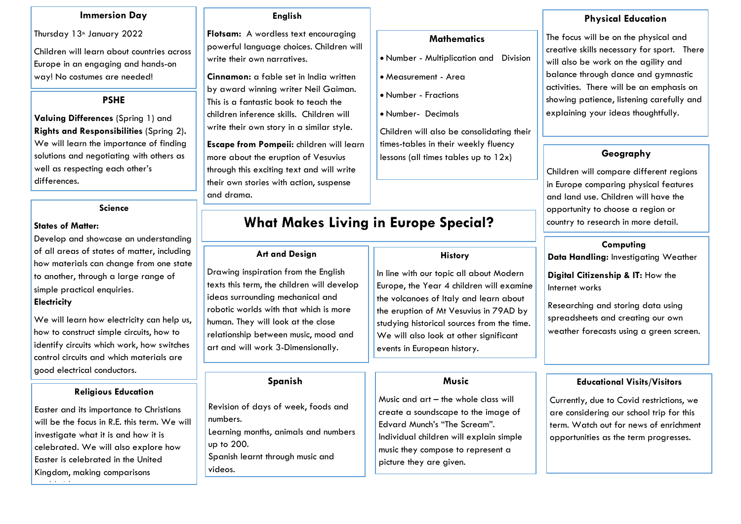# What Makes Living in Europe Special?

## Immersion Day

Thursday 13th January 2022

Children will learn about countries across Europe in an engaging and hands-on way! No costumes are needed!

## PSHE

**Valuing Differences** (Spring 1) and **Rights and Responsibilities** (Spring 2). We will learn the importance of finding solutions and negotiating with others as well as respecting each other's differences.

## Science

**States of Matter:**
Develop and showcase an understanding of all areas of states of matter, including how materials can change from one state to another, through a large range of simple practical enquiries.

**Electricity**

We will learn how electricity can help us, how to construct simple circuits, how to identify circuits which work, how switches control circuits and which materials are good electrical conductors.

## Religious Education

Easter and its importance to Christians will be the focus in R.E. this term. We will investigate what it is and how it is celebrated. We will also explore how Easter is celebrated in the United Kingdom, making comparisons

## English

**Flotsam:** A wordless text encouraging powerful language choices. Children will write their own narratives.

**Cinnamon:** a fable set in India written by award winning writer Neil Gaiman. This is a fantastic book to teach the children inference skills. Children will write their own story in a similar style.

**Escape from Pompeii:** children will learn more about the eruption of Vesuvius through this exciting text and will write their own stories with action, suspense and drama.

## Mathematics

- Number - Multiplication and Division
- Measurement - Area
- Number - Fractions
- Number- Decimals

Children will also be consolidating their times-tables in their weekly fluency lessons (all times tables up to 12x)

## Physical Education

The focus will be on the physical and creative skills necessary for sport. There will also be work on the agility and balance through dance and gymnastic activities. There will be an emphasis on showing patience, listening carefully and explaining your ideas thoughtfully.

## Geography

Children will compare different regions in Europe comparing physical features and land use. Children will have the opportunity to choose a region or country to research in more detail.

## Art and Design

Drawing inspiration from the English texts this term, the children will develop ideas surrounding mechanical and robotic worlds with that which is more human. They will look at the close relationship between music, mood and art and will work 3-Dimensionally.

## History

In line with our topic all about Modern Europe, the Year 4 children will examine the volcanoes of Italy and learn about the eruption of Mt Vesuvius in 79AD by studying historical sources from the time. We will also look at other significant events in European history.

## Computing

**Data Handling:** Investigating Weather

**Digital Citizenship & IT:** How the Internet works

Researching and storing data using spreadsheets and creating our own weather forecasts using a green screen.

## Spanish

Revision of days of week, foods and numbers.
Learning months, animals and numbers up to 200.
Spanish learnt through music and videos.

## Music

Music and art – the whole class will create a soundscape to the image of Edvard Munch's "The Scream". Individual children will explain simple music they compose to represent a picture they are given.

## Educational Visits/Visitors

Currently, due to Covid restrictions, we are considering our school trip for this term. Watch out for news of enrichment opportunities as the term progresses.